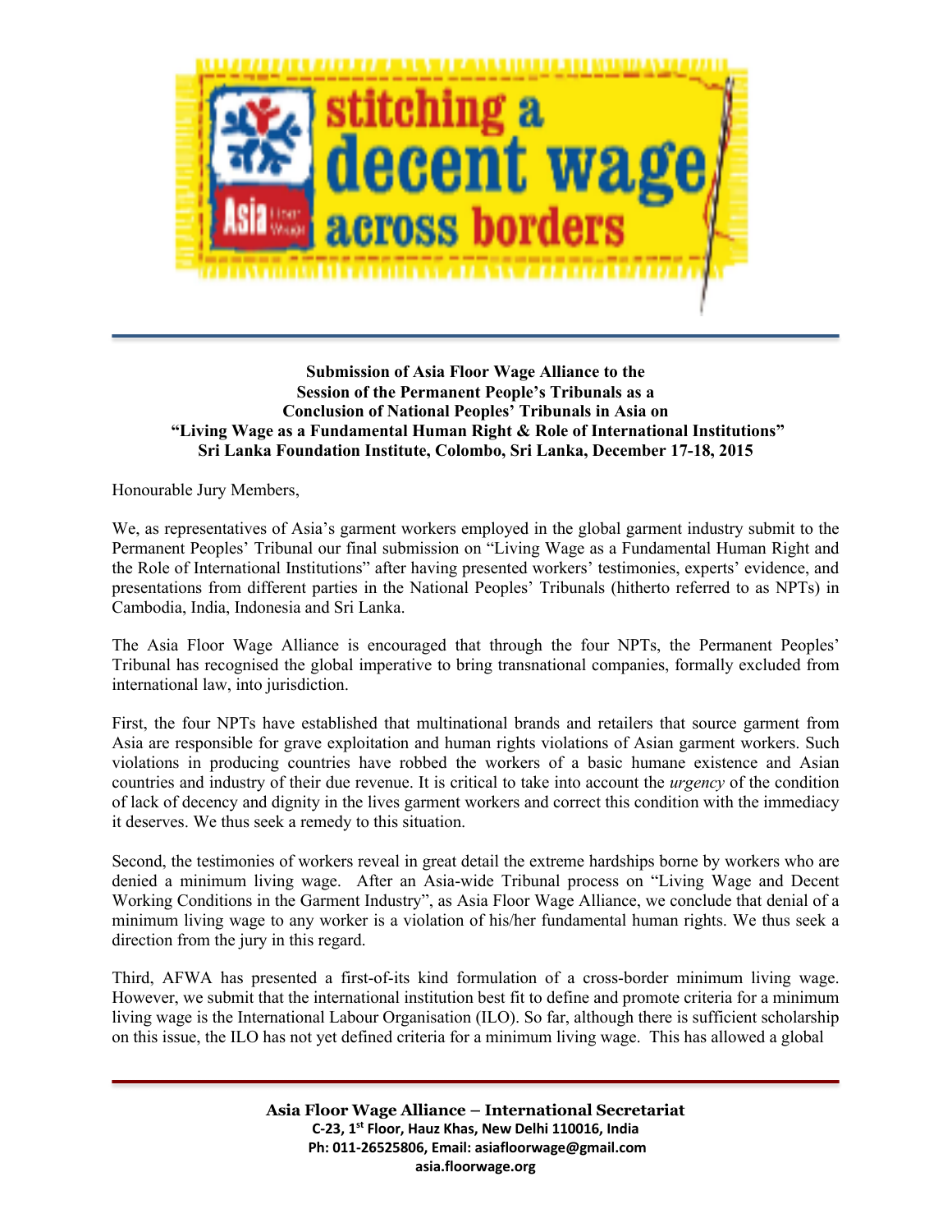**Submission of Asia Floor Wage Alliance to the Session of the Permanent People's Tribunals as a Conclusion of National Peoples' Tribunals in Asia on "Living Wage as a Fundamental Human Right & Role of International Institutions" Sri Lanka Foundation Institute, Colombo, Sri Lanka, December 17-18, 2015**

Honourable Jury Members,

We, as representatives of Asia's garment workers employed in the global garment industry submit to the Permanent Peoples' Tribunal our final submission on "Living Wage as a Fundamental Human Right and the Role of International Institutions" after having presented workers' testimonies, experts' evidence, and presentations from different parties in the National Peoples' Tribunals (hitherto referred to as NPTs) in Cambodia, India, Indonesia and Sri Lanka.

The Asia Floor Wage Alliance is encouraged that through the four NPTs, the Permanent Peoples' Tribunal has recognised the global imperative to bring transnational companies, formally excluded from international law, into jurisdiction.

First, the four NPTs have established that multinational brands and retailers that source garment from Asia are responsible for grave exploitation and human rights violations of Asian garment workers. Such violations in producing countries have robbed the workers of a basic humane existence and Asian countries and industry of their due revenue. It is critical to take into account the *urgency* of the condition of lack of decency and dignity in the lives garment workers and correct this condition with the immediacy it deserves. We thus seek a remedy to this situation.

Second, the testimonies of workers reveal in great detail the extreme hardships borne by workers who are denied a minimum living wage. After an Asia-wide Tribunal process on "Living Wage and Decent Working Conditions in the Garment Industry", as Asia Floor Wage Alliance, we conclude that denial of a minimum living wage to any worker is a violation of his/her fundamental human rights. We thus seek a direction from the jury in this regard.

Third, AFWA has presented a first-of-its kind formulation of a cross-border minimum living wage. However, we submit that the international institution best fit to define and promote criteria for a minimum living wage is the International Labour Organisation (ILO). So far, although there is sufficient scholarship on this issue, the ILO has not yet defined criteria for a minimum living wage. This has allowed a global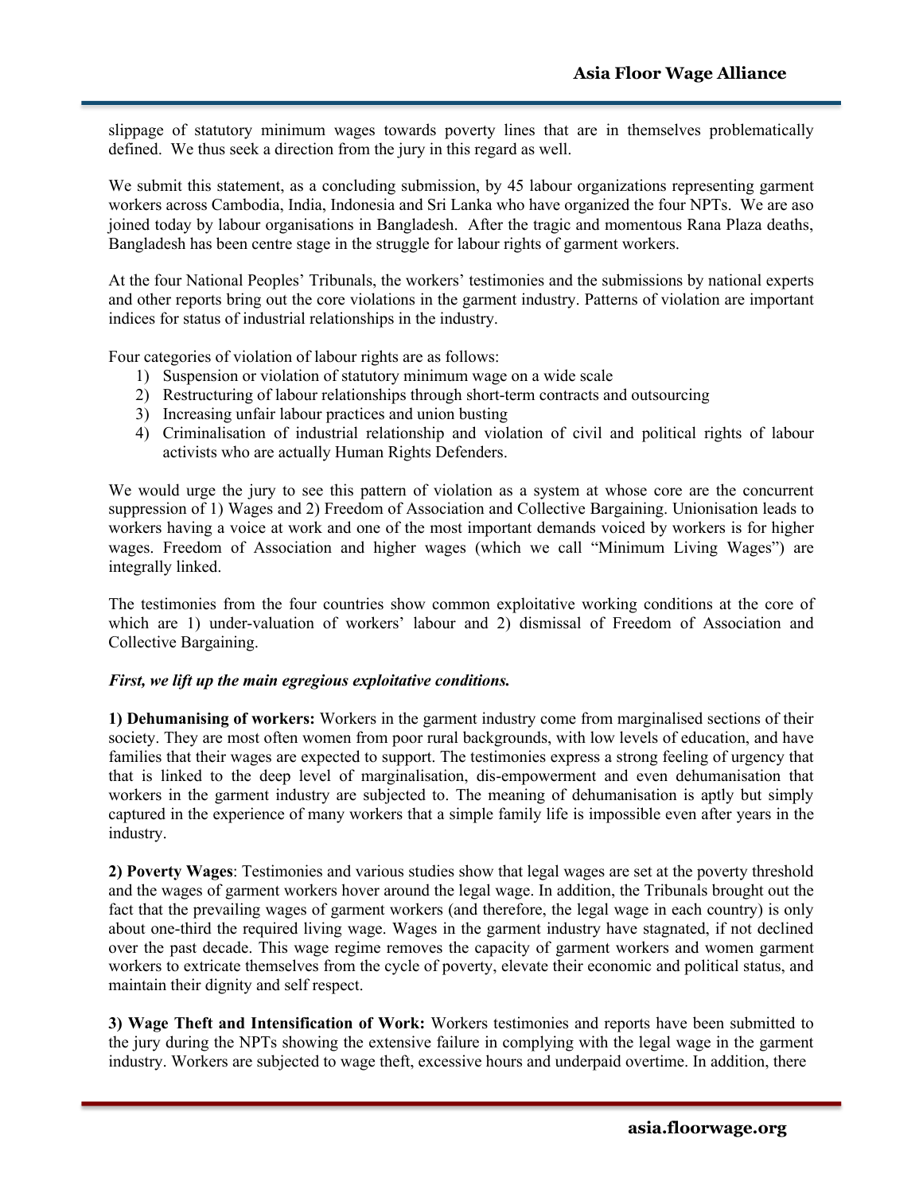slippage of statutory minimum wages towards poverty lines that are in themselves problematically defined. We thus seek a direction from the jury in this regard as well.

We submit this statement, as a concluding submission, by 45 labour organizations representing garment workers across Cambodia, India, Indonesia and Sri Lanka who have organized the four NPTs. We are aso joined today by labour organisations in Bangladesh. After the tragic and momentous Rana Plaza deaths, Bangladesh has been centre stage in the struggle for labour rights of garment workers.

At the four National Peoples' Tribunals, the workers' testimonies and the submissions by national experts and other reports bring out the core violations in the garment industry. Patterns of violation are important indices for status of industrial relationships in the industry.

Four categories of violation of labour rights are as follows:

1) Suspension or violation of statutory minimum wage on a wide scale
2) Restructuring of labour relationships through short-term contracts and outsourcing
3) Increasing unfair labour practices and union busting
4) Criminalisation of industrial relationship and violation of civil and political rights of labour activists who are actually Human Rights Defenders.

We would urge the jury to see this pattern of violation as a system at whose core are the concurrent suppression of 1) Wages and 2) Freedom of Association and Collective Bargaining. Unionisation leads to workers having a voice at work and one of the most important demands voiced by workers is for higher wages. Freedom of Association and higher wages (which we call "Minimum Living Wages") are integrally linked.

The testimonies from the four countries show common exploitative working conditions at the core of which are 1) under-valuation of workers' labour and 2) dismissal of Freedom of Association and Collective Bargaining.

***First, we lift up the main egregious exploitative conditions.***

**1) Dehumanising of workers:** Workers in the garment industry come from marginalised sections of their society. They are most often women from poor rural backgrounds, with low levels of education, and have families that their wages are expected to support. The testimonies express a strong feeling of urgency that that is linked to the deep level of marginalisation, dis-empowerment and even dehumanisation that workers in the garment industry are subjected to. The meaning of dehumanisation is aptly but simply captured in the experience of many workers that a simple family life is impossible even after years in the industry.

**2) Poverty Wages**: Testimonies and various studies show that legal wages are set at the poverty threshold and the wages of garment workers hover around the legal wage. In addition, the Tribunals brought out the fact that the prevailing wages of garment workers (and therefore, the legal wage in each country) is only about one-third the required living wage. Wages in the garment industry have stagnated, if not declined over the past decade. This wage regime removes the capacity of garment workers and women garment workers to extricate themselves from the cycle of poverty, elevate their economic and political status, and maintain their dignity and self respect.

**3) Wage Theft and Intensification of Work:** Workers testimonies and reports have been submitted to the jury during the NPTs showing the extensive failure in complying with the legal wage in the garment industry. Workers are subjected to wage theft, excessive hours and underpaid overtime. In addition, there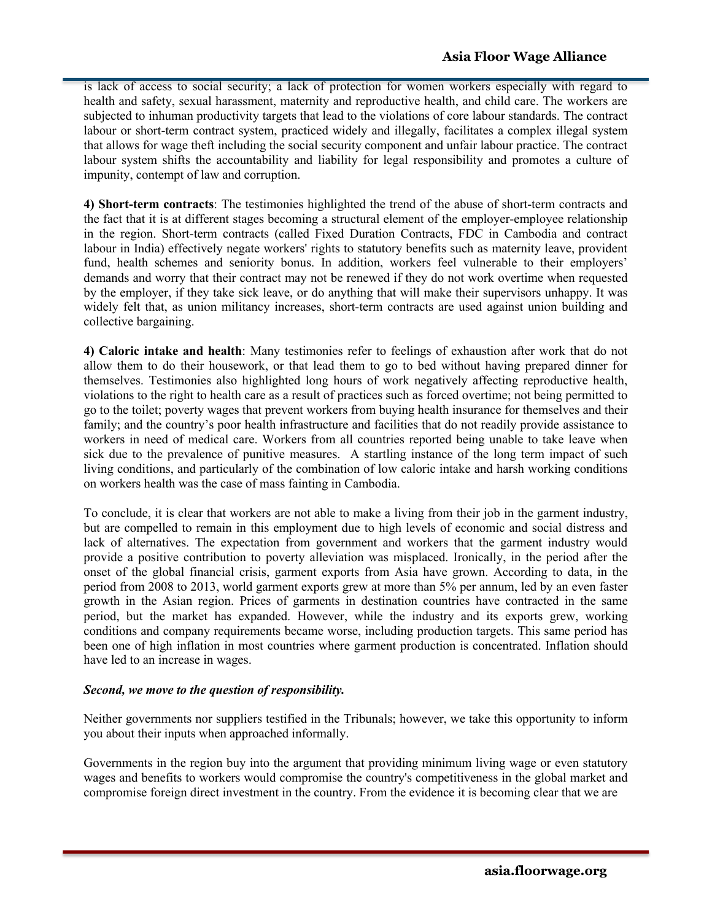is lack of access to social security; a lack of protection for women workers especially with regard to health and safety, sexual harassment, maternity and reproductive health, and child care. The workers are subjected to inhuman productivity targets that lead to the violations of core labour standards. The contract labour or short-term contract system, practiced widely and illegally, facilitates a complex illegal system that allows for wage theft including the social security component and unfair labour practice. The contract labour system shifts the accountability and liability for legal responsibility and promotes a culture of impunity, contempt of law and corruption.

**4) Short-term contracts**: The testimonies highlighted the trend of the abuse of short-term contracts and the fact that it is at different stages becoming a structural element of the employer-employee relationship in the region. Short-term contracts (called Fixed Duration Contracts, FDC in Cambodia and contract labour in India) effectively negate workers' rights to statutory benefits such as maternity leave, provident fund, health schemes and seniority bonus. In addition, workers feel vulnerable to their employers' demands and worry that their contract may not be renewed if they do not work overtime when requested by the employer, if they take sick leave, or do anything that will make their supervisors unhappy. It was widely felt that, as union militancy increases, short-term contracts are used against union building and collective bargaining.

**4) Caloric intake and health**: Many testimonies refer to feelings of exhaustion after work that do not allow them to do their housework, or that lead them to go to bed without having prepared dinner for themselves. Testimonies also highlighted long hours of work negatively affecting reproductive health, violations to the right to health care as a result of practices such as forced overtime; not being permitted to go to the toilet; poverty wages that prevent workers from buying health insurance for themselves and their family; and the country's poor health infrastructure and facilities that do not readily provide assistance to workers in need of medical care. Workers from all countries reported being unable to take leave when sick due to the prevalence of punitive measures. A startling instance of the long term impact of such living conditions, and particularly of the combination of low caloric intake and harsh working conditions on workers health was the case of mass fainting in Cambodia.

To conclude, it is clear that workers are not able to make a living from their job in the garment industry, but are compelled to remain in this employment due to high levels of economic and social distress and lack of alternatives. The expectation from government and workers that the garment industry would provide a positive contribution to poverty alleviation was misplaced. Ironically, in the period after the onset of the global financial crisis, garment exports from Asia have grown. According to data, in the period from 2008 to 2013, world garment exports grew at more than 5% per annum, led by an even faster growth in the Asian region. Prices of garments in destination countries have contracted in the same period, but the market has expanded. However, while the industry and its exports grew, working conditions and company requirements became worse, including production targets. This same period has been one of high inflation in most countries where garment production is concentrated. Inflation should have led to an increase in wages.

***Second, we move to the question of responsibility.***

Neither governments nor suppliers testified in the Tribunals; however, we take this opportunity to inform you about their inputs when approached informally.

Governments in the region buy into the argument that providing minimum living wage or even statutory wages and benefits to workers would compromise the country's competitiveness in the global market and compromise foreign direct investment in the country. From the evidence it is becoming clear that we are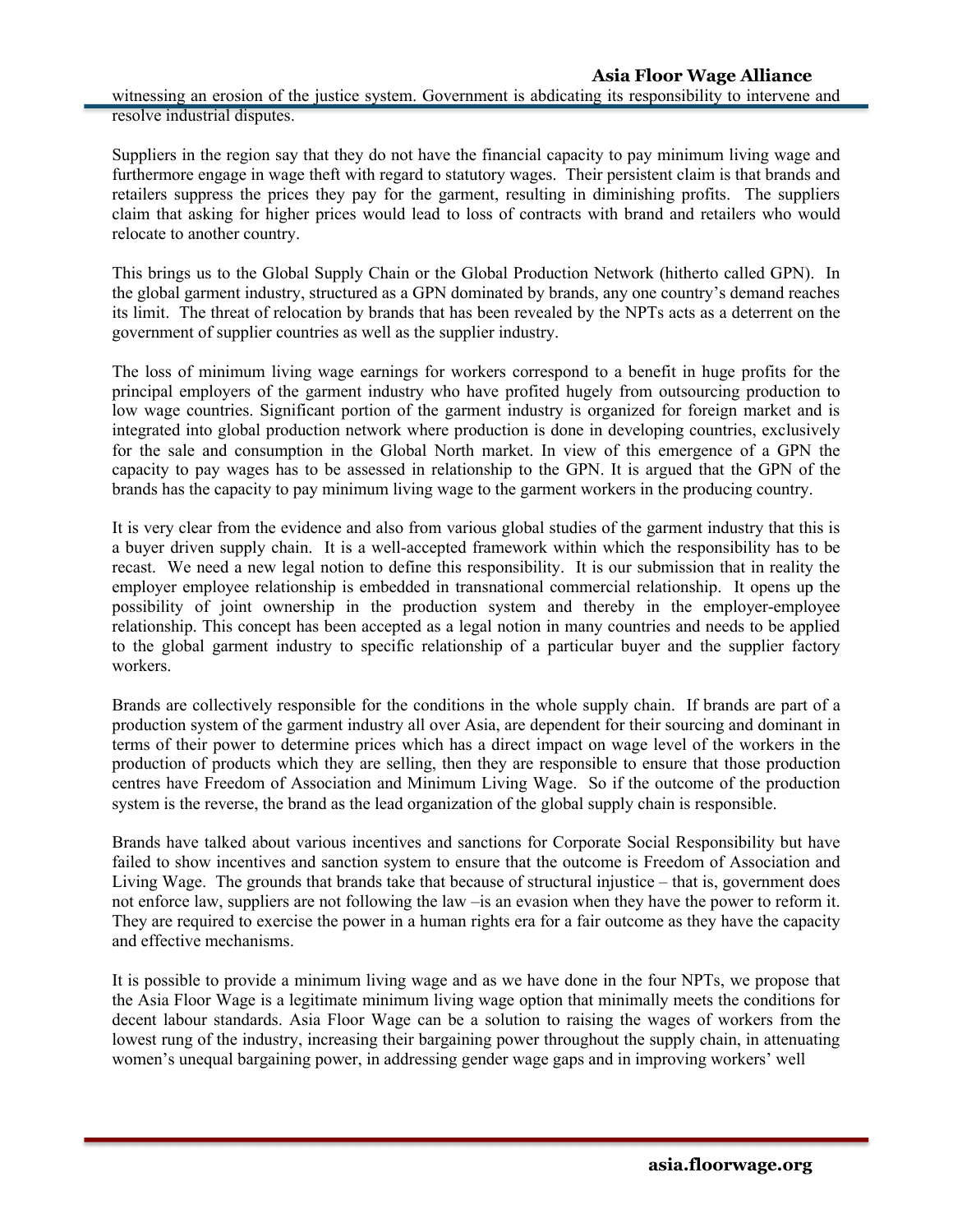witnessing an erosion of the justice system. Government is abdicating its responsibility to intervene and resolve industrial disputes.

Suppliers in the region say that they do not have the financial capacity to pay minimum living wage and furthermore engage in wage theft with regard to statutory wages. Their persistent claim is that brands and retailers suppress the prices they pay for the garment, resulting in diminishing profits. The suppliers claim that asking for higher prices would lead to loss of contracts with brand and retailers who would relocate to another country.

This brings us to the Global Supply Chain or the Global Production Network (hitherto called GPN). In the global garment industry, structured as a GPN dominated by brands, any one country's demand reaches its limit. The threat of relocation by brands that has been revealed by the NPTs acts as a deterrent on the government of supplier countries as well as the supplier industry.

The loss of minimum living wage earnings for workers correspond to a benefit in huge profits for the principal employers of the garment industry who have profited hugely from outsourcing production to low wage countries. Significant portion of the garment industry is organized for foreign market and is integrated into global production network where production is done in developing countries, exclusively for the sale and consumption in the Global North market. In view of this emergence of a GPN the capacity to pay wages has to be assessed in relationship to the GPN. It is argued that the GPN of the brands has the capacity to pay minimum living wage to the garment workers in the producing country.

It is very clear from the evidence and also from various global studies of the garment industry that this is a buyer driven supply chain. It is a well-accepted framework within which the responsibility has to be recast. We need a new legal notion to define this responsibility. It is our submission that in reality the employer employee relationship is embedded in transnational commercial relationship. It opens up the possibility of joint ownership in the production system and thereby in the employer-employee relationship. This concept has been accepted as a legal notion in many countries and needs to be applied to the global garment industry to specific relationship of a particular buyer and the supplier factory workers.

Brands are collectively responsible for the conditions in the whole supply chain. If brands are part of a production system of the garment industry all over Asia, are dependent for their sourcing and dominant in terms of their power to determine prices which has a direct impact on wage level of the workers in the production of products which they are selling, then they are responsible to ensure that those production centres have Freedom of Association and Minimum Living Wage. So if the outcome of the production system is the reverse, the brand as the lead organization of the global supply chain is responsible.

Brands have talked about various incentives and sanctions for Corporate Social Responsibility but have failed to show incentives and sanction system to ensure that the outcome is Freedom of Association and Living Wage. The grounds that brands take that because of structural injustice – that is, government does not enforce law, suppliers are not following the law –is an evasion when they have the power to reform it. They are required to exercise the power in a human rights era for a fair outcome as they have the capacity and effective mechanisms.

It is possible to provide a minimum living wage and as we have done in the four NPTs, we propose that the Asia Floor Wage is a legitimate minimum living wage option that minimally meets the conditions for decent labour standards. Asia Floor Wage can be a solution to raising the wages of workers from the lowest rung of the industry, increasing their bargaining power throughout the supply chain, in attenuating women's unequal bargaining power, in addressing gender wage gaps and in improving workers' well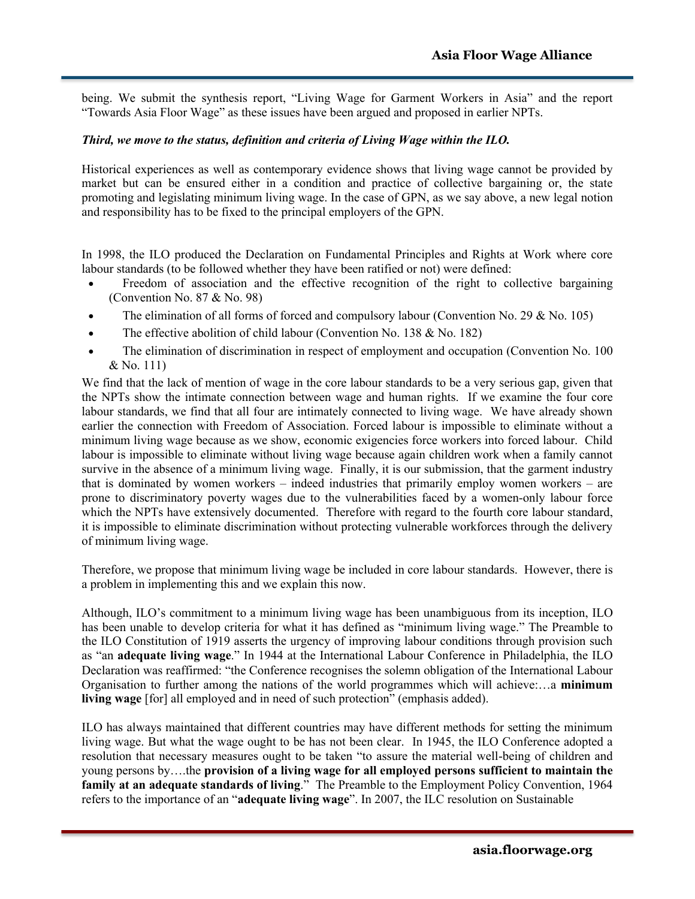being. We submit the synthesis report, "Living Wage for Garment Workers in Asia" and the report "Towards Asia Floor Wage" as these issues have been argued and proposed in earlier NPTs.

***Third, we move to the status, definition and criteria of Living Wage within the ILO.***

Historical experiences as well as contemporary evidence shows that living wage cannot be provided by market but can be ensured either in a condition and practice of collective bargaining or, the state promoting and legislating minimum living wage. In the case of GPN, as we say above, a new legal notion and responsibility has to be fixed to the principal employers of the GPN.

In 1998, the ILO produced the Declaration on Fundamental Principles and Rights at Work where core labour standards (to be followed whether they have been ratified or not) were defined:

- Freedom of association and the effective recognition of the right to collective bargaining (Convention No. 87 & No. 98)
- The elimination of all forms of forced and compulsory labour (Convention No. 29 & No. 105)
- The effective abolition of child labour (Convention No. 138 & No. 182)
- The elimination of discrimination in respect of employment and occupation (Convention No. 100 & No. 111)

We find that the lack of mention of wage in the core labour standards to be a very serious gap, given that the NPTs show the intimate connection between wage and human rights. If we examine the four core labour standards, we find that all four are intimately connected to living wage. We have already shown earlier the connection with Freedom of Association. Forced labour is impossible to eliminate without a minimum living wage because as we show, economic exigencies force workers into forced labour. Child labour is impossible to eliminate without living wage because again children work when a family cannot survive in the absence of a minimum living wage. Finally, it is our submission, that the garment industry that is dominated by women workers – indeed industries that primarily employ women workers – are prone to discriminatory poverty wages due to the vulnerabilities faced by a women-only labour force which the NPTs have extensively documented. Therefore with regard to the fourth core labour standard, it is impossible to eliminate discrimination without protecting vulnerable workforces through the delivery of minimum living wage.

Therefore, we propose that minimum living wage be included in core labour standards. However, there is a problem in implementing this and we explain this now.

Although, ILO's commitment to a minimum living wage has been unambiguous from its inception, ILO has been unable to develop criteria for what it has defined as "minimum living wage." The Preamble to the ILO Constitution of 1919 asserts the urgency of improving labour conditions through provision such as "an **adequate living wage**." In 1944 at the International Labour Conference in Philadelphia, the ILO Declaration was reaffirmed: "the Conference recognises the solemn obligation of the International Labour Organisation to further among the nations of the world programmes which will achieve:…a **minimum living wage** [for] all employed and in need of such protection" (emphasis added).

ILO has always maintained that different countries may have different methods for setting the minimum living wage. But what the wage ought to be has not been clear. In 1945, the ILO Conference adopted a resolution that necessary measures ought to be taken "to assure the material well-being of children and young persons by….the **provision of a living wage for all employed persons sufficient to maintain the family at an adequate standards of living**." The Preamble to the Employment Policy Convention, 1964 refers to the importance of an "**adequate living wage**". In 2007, the ILC resolution on Sustainable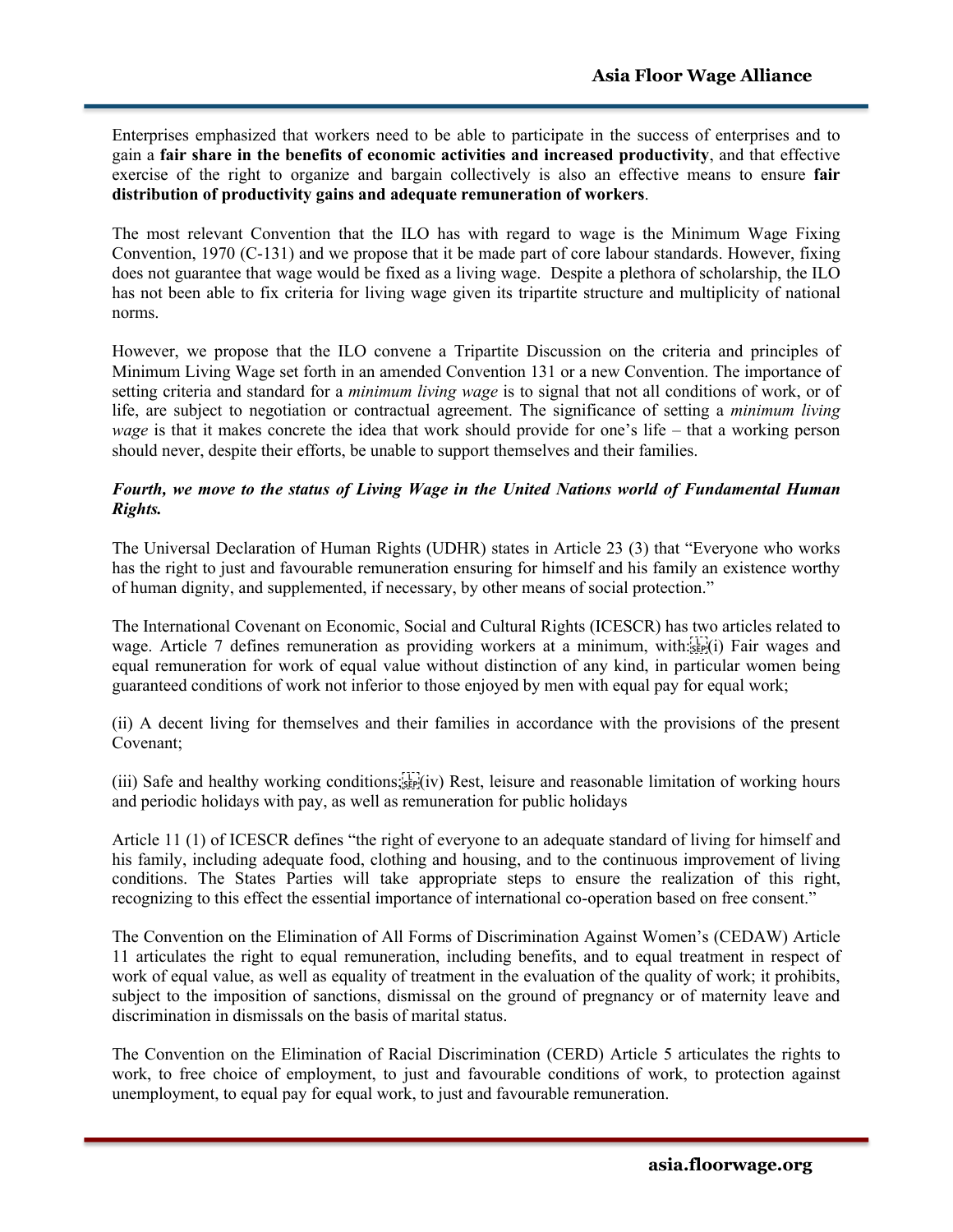Enterprises emphasized that workers need to be able to participate in the success of enterprises and to gain a **fair share in the benefits of economic activities and increased productivity**, and that effective exercise of the right to organize and bargain collectively is also an effective means to ensure **fair distribution of productivity gains and adequate remuneration of workers**.

The most relevant Convention that the ILO has with regard to wage is the Minimum Wage Fixing Convention, 1970 (C-131) and we propose that it be made part of core labour standards. However, fixing does not guarantee that wage would be fixed as a living wage. Despite a plethora of scholarship, the ILO has not been able to fix criteria for living wage given its tripartite structure and multiplicity of national norms.

However, we propose that the ILO convene a Tripartite Discussion on the criteria and principles of Minimum Living Wage set forth in an amended Convention 131 or a new Convention. The importance of setting criteria and standard for a *minimum living wage* is to signal that not all conditions of work, or of life, are subject to negotiation or contractual agreement. The significance of setting a *minimum living wage* is that it makes concrete the idea that work should provide for one's life – that a working person should never, despite their efforts, be unable to support themselves and their families.

***Fourth, we move to the status of Living Wage in the United Nations world of Fundamental Human Rights.***

The Universal Declaration of Human Rights (UDHR) states in Article 23 (3) that "Everyone who works has the right to just and favourable remuneration ensuring for himself and his family an existence worthy of human dignity, and supplemented, if necessary, by other means of social protection."

The International Covenant on Economic, Social and Cultural Rights (ICESCR) has two articles related to wage. Article 7 defines remuneration as providing workers at a minimum, with: (i) Fair wages and equal remuneration for work of equal value without distinction of any kind, in particular women being guaranteed conditions of work not inferior to those enjoyed by men with equal pay for equal work;

(ii) A decent living for themselves and their families in accordance with the provisions of the present Covenant;

(iii) Safe and healthy working conditions; (iv) Rest, leisure and reasonable limitation of working hours and periodic holidays with pay, as well as remuneration for public holidays

Article 11 (1) of ICESCR defines "the right of everyone to an adequate standard of living for himself and his family, including adequate food, clothing and housing, and to the continuous improvement of living conditions. The States Parties will take appropriate steps to ensure the realization of this right, recognizing to this effect the essential importance of international co-operation based on free consent."

The Convention on the Elimination of All Forms of Discrimination Against Women's (CEDAW) Article 11 articulates the right to equal remuneration, including benefits, and to equal treatment in respect of work of equal value, as well as equality of treatment in the evaluation of the quality of work; it prohibits, subject to the imposition of sanctions, dismissal on the ground of pregnancy or of maternity leave and discrimination in dismissals on the basis of marital status.

The Convention on the Elimination of Racial Discrimination (CERD) Article 5 articulates the rights to work, to free choice of employment, to just and favourable conditions of work, to protection against unemployment, to equal pay for equal work, to just and favourable remuneration.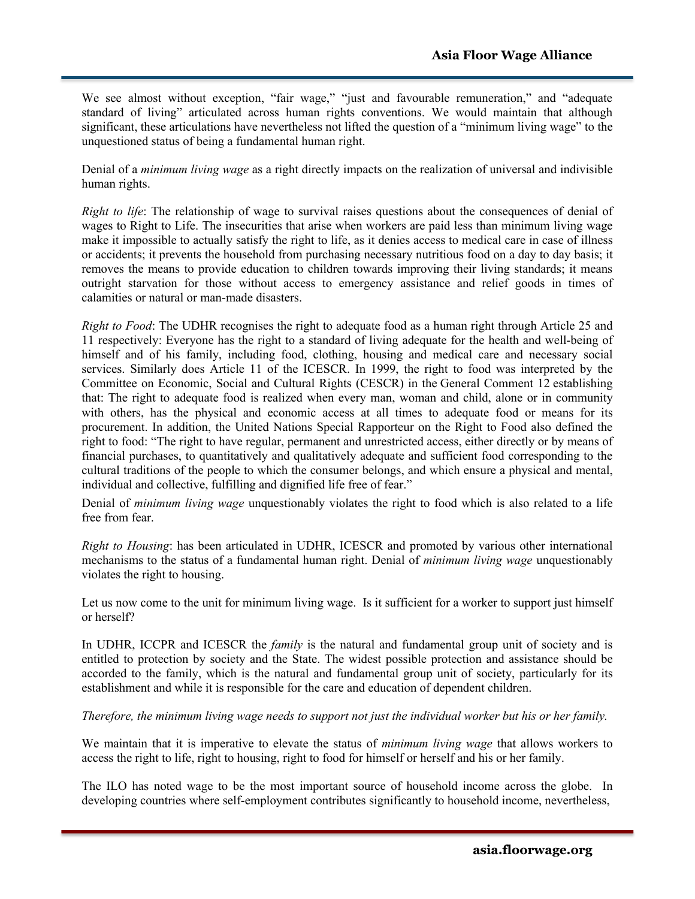We see almost without exception, "fair wage," "just and favourable remuneration," and "adequate standard of living" articulated across human rights conventions. We would maintain that although significant, these articulations have nevertheless not lifted the question of a "minimum living wage" to the unquestioned status of being a fundamental human right.

Denial of a *minimum living wage* as a right directly impacts on the realization of universal and indivisible human rights.

*Right to life*: The relationship of wage to survival raises questions about the consequences of denial of wages to Right to Life. The insecurities that arise when workers are paid less than minimum living wage make it impossible to actually satisfy the right to life, as it denies access to medical care in case of illness or accidents; it prevents the household from purchasing necessary nutritious food on a day to day basis; it removes the means to provide education to children towards improving their living standards; it means outright starvation for those without access to emergency assistance and relief goods in times of calamities or natural or man-made disasters.

*Right to Food*: The UDHR recognises the right to adequate food as a human right through Article 25 and 11 respectively: Everyone has the right to a standard of living adequate for the health and well-being of himself and of his family, including food, clothing, housing and medical care and necessary social services. Similarly does Article 11 of the ICESCR. In 1999, the right to food was interpreted by the Committee on Economic, Social and Cultural Rights (CESCR) in the General Comment 12 establishing that: The right to adequate food is realized when every man, woman and child, alone or in community with others, has the physical and economic access at all times to adequate food or means for its procurement. In addition, the United Nations Special Rapporteur on the Right to Food also defined the right to food: "The right to have regular, permanent and unrestricted access, either directly or by means of financial purchases, to quantitatively and qualitatively adequate and sufficient food corresponding to the cultural traditions of the people to which the consumer belongs, and which ensure a physical and mental, individual and collective, fulfilling and dignified life free of fear."

Denial of *minimum living wage* unquestionably violates the right to food which is also related to a life free from fear.

*Right to Housing*: has been articulated in UDHR, ICESCR and promoted by various other international mechanisms to the status of a fundamental human right. Denial of *minimum living wage* unquestionably violates the right to housing.

Let us now come to the unit for minimum living wage. Is it sufficient for a worker to support just himself or herself?

In UDHR, ICCPR and ICESCR the *family* is the natural and fundamental group unit of society and is entitled to protection by society and the State. The widest possible protection and assistance should be accorded to the family, which is the natural and fundamental group unit of society, particularly for its establishment and while it is responsible for the care and education of dependent children.

*Therefore, the minimum living wage needs to support not just the individual worker but his or her family.*

We maintain that it is imperative to elevate the status of *minimum living wage* that allows workers to access the right to life, right to housing, right to food for himself or herself and his or her family.

The ILO has noted wage to be the most important source of household income across the globe. In developing countries where self-employment contributes significantly to household income, nevertheless,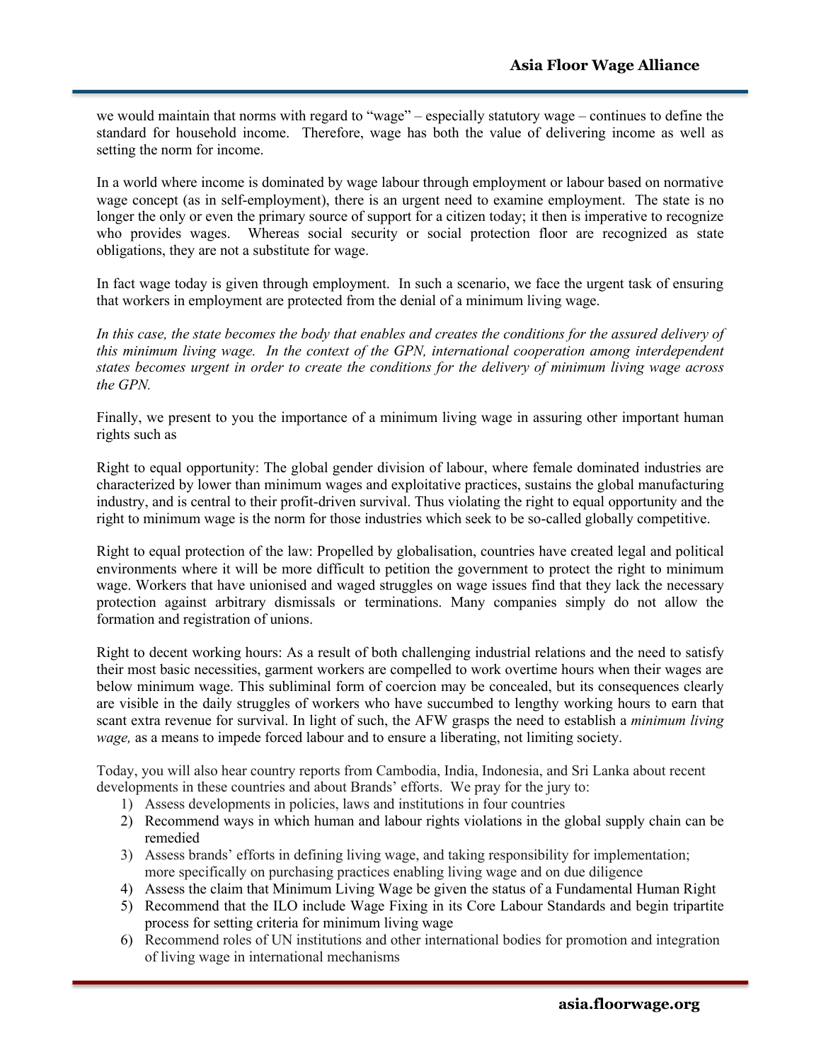we would maintain that norms with regard to "wage" – especially statutory wage – continues to define the standard for household income. Therefore, wage has both the value of delivering income as well as setting the norm for income.

In a world where income is dominated by wage labour through employment or labour based on normative wage concept (as in self-employment), there is an urgent need to examine employment. The state is no longer the only or even the primary source of support for a citizen today; it then is imperative to recognize who provides wages. Whereas social security or social protection floor are recognized as state obligations, they are not a substitute for wage.

In fact wage today is given through employment. In such a scenario, we face the urgent task of ensuring that workers in employment are protected from the denial of a minimum living wage.

*In this case, the state becomes the body that enables and creates the conditions for the assured delivery of this minimum living wage. In the context of the GPN, international cooperation among interdependent states becomes urgent in order to create the conditions for the delivery of minimum living wage across the GPN.*

Finally, we present to you the importance of a minimum living wage in assuring other important human rights such as

Right to equal opportunity: The global gender division of labour, where female dominated industries are characterized by lower than minimum wages and exploitative practices, sustains the global manufacturing industry, and is central to their profit-driven survival. Thus violating the right to equal opportunity and the right to minimum wage is the norm for those industries which seek to be so-called globally competitive.

Right to equal protection of the law: Propelled by globalisation, countries have created legal and political environments where it will be more difficult to petition the government to protect the right to minimum wage. Workers that have unionised and waged struggles on wage issues find that they lack the necessary protection against arbitrary dismissals or terminations. Many companies simply do not allow the formation and registration of unions.

Right to decent working hours: As a result of both challenging industrial relations and the need to satisfy their most basic necessities, garment workers are compelled to work overtime hours when their wages are below minimum wage. This subliminal form of coercion may be concealed, but its consequences clearly are visible in the daily struggles of workers who have succumbed to lengthy working hours to earn that scant extra revenue for survival. In light of such, the AFW grasps the need to establish a *minimum living wage,* as a means to impede forced labour and to ensure a liberating, not limiting society.

Today, you will also hear country reports from Cambodia, India, Indonesia, and Sri Lanka about recent developments in these countries and about Brands' efforts. We pray for the jury to:

1) Assess developments in policies, laws and institutions in four countries
2) Recommend ways in which human and labour rights violations in the global supply chain can be remedied
3) Assess brands' efforts in defining living wage, and taking responsibility for implementation; more specifically on purchasing practices enabling living wage and on due diligence
4) Assess the claim that Minimum Living Wage be given the status of a Fundamental Human Right
5) Recommend that the ILO include Wage Fixing in its Core Labour Standards and begin tripartite process for setting criteria for minimum living wage
6) Recommend roles of UN institutions and other international bodies for promotion and integration of living wage in international mechanisms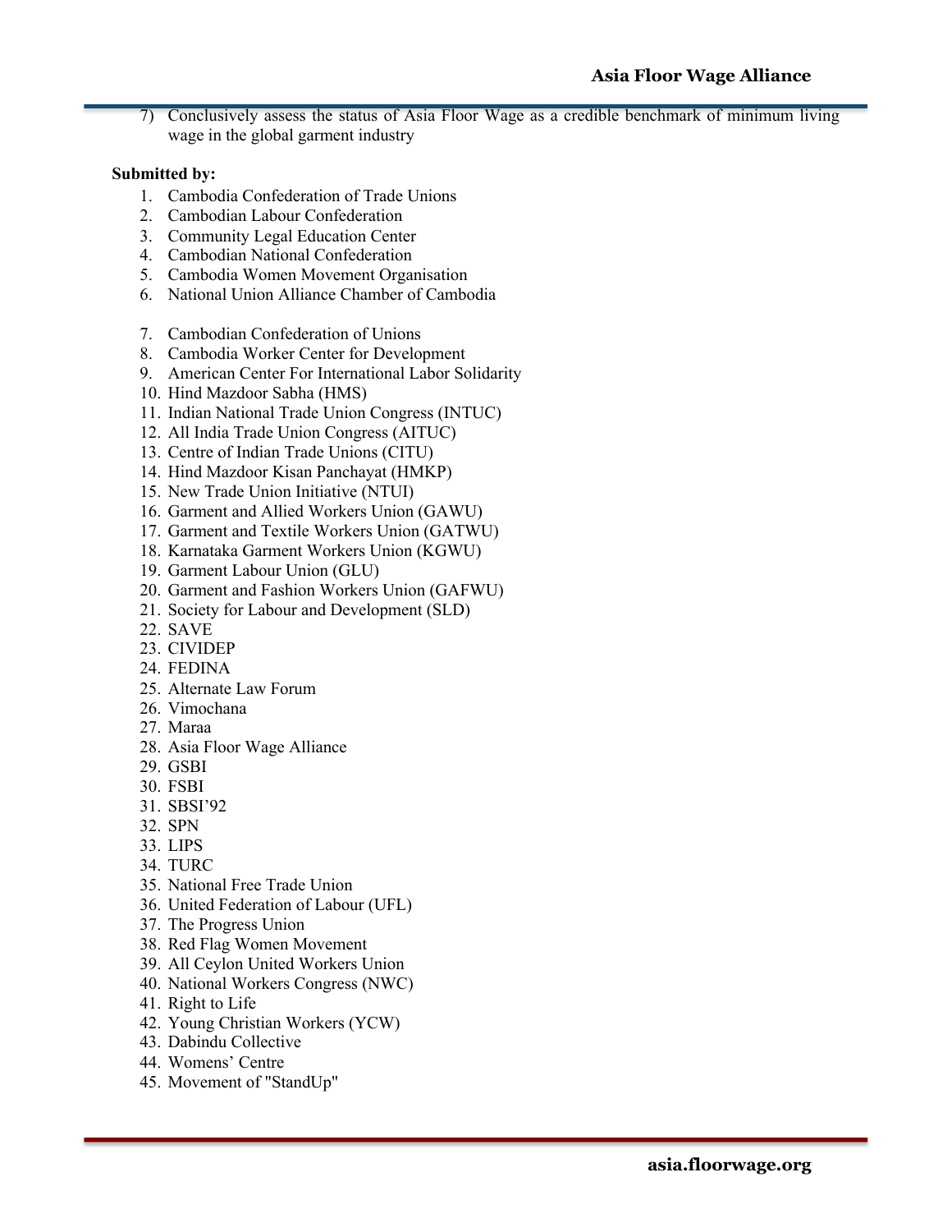7) Conclusively assess the status of Asia Floor Wage as a credible benchmark of minimum living wage in the global garment industry

**Submitted by:**

1. Cambodia Confederation of Trade Unions
2. Cambodian Labour Confederation
3. Community Legal Education Center
4. Cambodian National Confederation
5. Cambodia Women Movement Organisation
6. National Union Alliance Chamber of Cambodia
7. Cambodian Confederation of Unions
8. Cambodia Worker Center for Development
9. American Center For International Labor Solidarity
10. Hind Mazdoor Sabha (HMS)
11. Indian National Trade Union Congress (INTUC)
12. All India Trade Union Congress (AITUC)
13. Centre of Indian Trade Unions (CITU)
14. Hind Mazdoor Kisan Panchayat (HMKP)
15. New Trade Union Initiative (NTUI)
16. Garment and Allied Workers Union (GAWU)
17. Garment and Textile Workers Union (GATWU)
18. Karnataka Garment Workers Union (KGWU)
19. Garment Labour Union (GLU)
20. Garment and Fashion Workers Union (GAFWU)
21. Society for Labour and Development (SLD)
22. SAVE
23. CIVIDEP
24. FEDINA
25. Alternate Law Forum
26. Vimochana
27. Maraa
28. Asia Floor Wage Alliance
29. GSBI
30. FSBI
31. SBSI'92
32. SPN
33. LIPS
34. TURC
35. National Free Trade Union
36. United Federation of Labour (UFL)
37. The Progress Union
38. Red Flag Women Movement
39. All Ceylon United Workers Union
40. National Workers Congress (NWC)
41. Right to Life
42. Young Christian Workers (YCW)
43. Dabindu Collective
44. Womens' Centre
45. Movement of "StandUp"